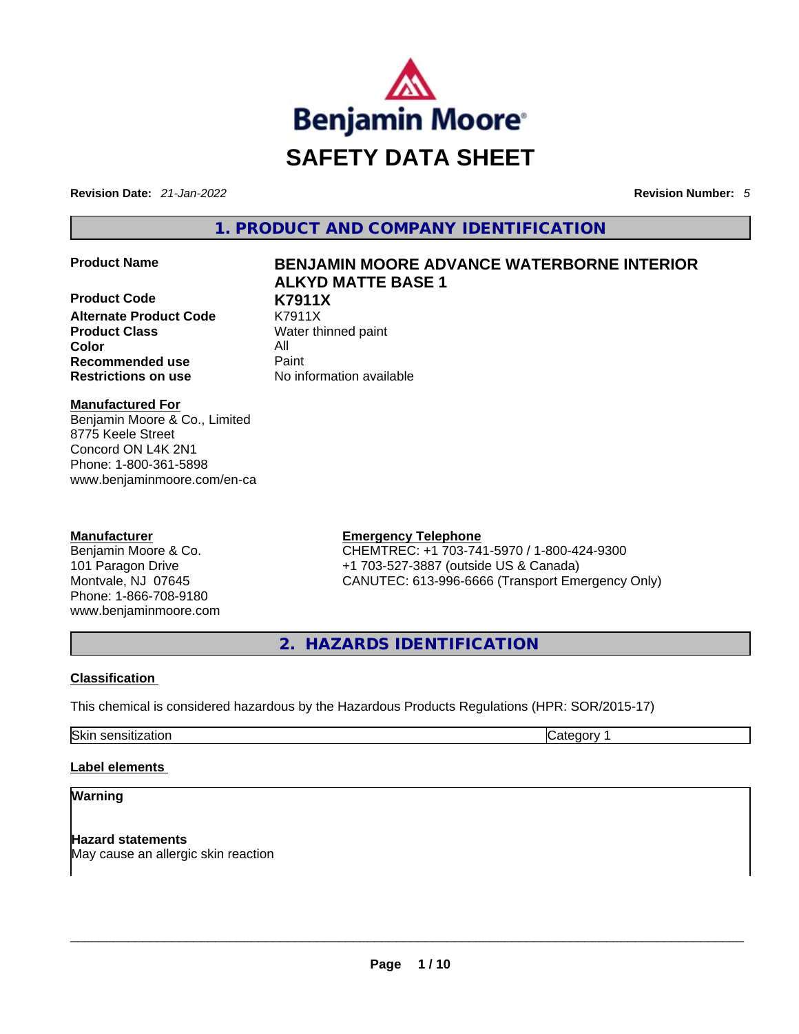Benjamin Moore®

# SAFETY DATA SHEET

**Revision Date:** *21-Jan-2022* **Revision Number:** *5*

## 1. PRODUCT AND COMPANY IDENTIFICATION

| | |
|---|---|
| **Product Name** | **BENJAMIN MOORE ADVANCE WATERBORNE INTERIOR ALKYD MATTE BASE 1** |
| **Product Code** | **K7911X** |
| **Alternate Product Code** | K7911X |
| **Product Class** | Water thinned paint |
| **Color** | All |
| **Recommended use** | Paint |
| **Restrictions on use** | No information available |

**Manufactured For**
Benjamin Moore & Co., Limited
8775 Keele Street
Concord ON L4K 2N1
Phone: 1-800-361-5898
www.benjaminmoore.com/en-ca

**Manufacturer**
Benjamin Moore & Co.
101 Paragon Drive
Montvale, NJ 07645
Phone: 1-866-708-9180
www.benjaminmoore.com

**Emergency Telephone**
CHEMTREC: +1 703-741-5970 / 1-800-424-9300
+1 703-527-3887 (outside US & Canada)
CANUTEC: 613-996-6666 (Transport Emergency Only)

## 2. HAZARDS IDENTIFICATION

**Classification**

This chemical is considered hazardous by the Hazardous Products Regulations (HPR: SOR/2015-17)

| | |
|---|---|
| Skin sensitization | Category 1 |

**Label elements**

**Warning**

**Hazard statements**
May cause an allergic skin reaction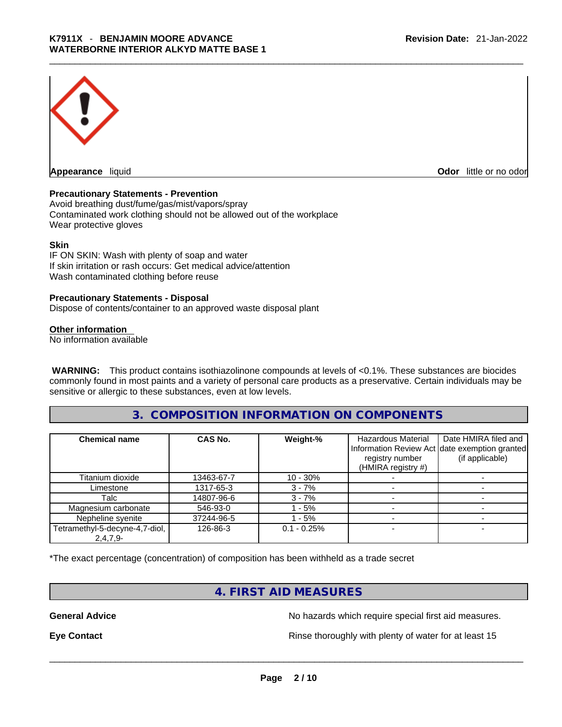**Appearance** liquid **Odor** little or no odor

**Precautionary Statements - Prevention**
Avoid breathing dust/fume/gas/mist/vapors/spray
Contaminated work clothing should not be allowed out of the workplace
Wear protective gloves

**Skin**
IF ON SKIN: Wash with plenty of soap and water
If skin irritation or rash occurs: Get medical advice/attention
Wash contaminated clothing before reuse

**Precautionary Statements - Disposal**
Dispose of contents/container to an approved waste disposal plant

**Other information**
No information available

**WARNING:** This product contains isothiazolinone compounds at levels of <0.1%. These substances are biocides commonly found in most paints and a variety of personal care products as a preservative. Certain individuals may be sensitive or allergic to these substances, even at low levels.

## 3. COMPOSITION INFORMATION ON COMPONENTS

| Chemical name | CAS No. | Weight-% | Hazardous Material Information Review Act registry number (HMIRA registry #) | Date HMIRA filed and date exemption granted (if applicable) |
|---|---|---|---|---|
| Titanium dioxide | 13463-67-7 | 10 - 30% | - | - |
| Limestone | 1317-65-3 | 3 - 7% | - | - |
| Talc | 14807-96-6 | 3 - 7% | - | - |
| Magnesium carbonate | 546-93-0 | 1 - 5% | - | - |
| Nepheline syenite | 37244-96-5 | 1 - 5% | - | - |
| Tetramethyl-5-decyne-4,7-diol, 2,4,7,9- | 126-86-3 | 0.1 - 0.25% | - | - |

*The exact percentage (concentration) of composition has been withheld as a trade secret

## 4. FIRST AID MEASURES

**General Advice** No hazards which require special first aid measures.

**Eye Contact** Rinse thoroughly with plenty of water for at least 15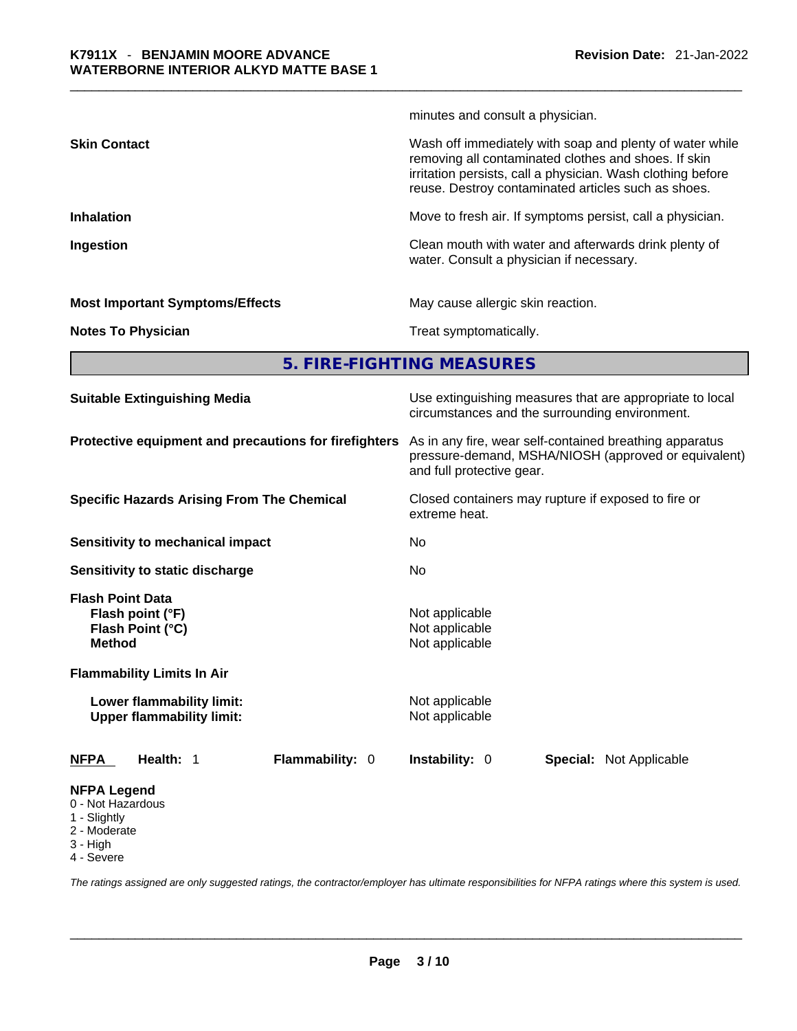minutes and consult a physician.

| | |
|---|---|
| **Skin Contact** | Wash off immediately with soap and plenty of water while removing all contaminated clothes and shoes. If skin irritation persists, call a physician. Wash clothing before reuse. Destroy contaminated articles such as shoes. |
| **Inhalation** | Move to fresh air. If symptoms persist, call a physician. |
| **Ingestion** | Clean mouth with water and afterwards drink plenty of water. Consult a physician if necessary. |
| **Most Important Symptoms/Effects** | May cause allergic skin reaction. |
| **Notes To Physician** | Treat symptomatically. |

## 5. FIRE-FIGHTING MEASURES

| | |
|---|---|
| **Suitable Extinguishing Media** | Use extinguishing measures that are appropriate to local circumstances and the surrounding environment. |
| **Protective equipment and precautions for firefighters** | As in any fire, wear self-contained breathing apparatus pressure-demand, MSHA/NIOSH (approved or equivalent) and full protective gear. |
| **Specific Hazards Arising From The Chemical** | Closed containers may rupture if exposed to fire or extreme heat. |
| **Sensitivity to mechanical impact** | No |
| **Sensitivity to static discharge** | No |

**Flash Point Data**

| | |
|---|---|
| **Flash point (°F)** | Not applicable |
| **Flash Point (°C)** | Not applicable |
| **Method** | Not applicable |

**Flammability Limits In Air**

| | |
|---|---|
| **Lower flammability limit:** | Not applicable |
| **Upper flammability limit:** | Not applicable |

| **NFPA** | **Health:** 1 | **Flammability:** 0 | **Instability:** 0 | **Special:** Not Applicable |
|---|---|---|---|---|

**NFPA Legend**
- 0 - Not Hazardous
- 1 - Slightly
- 2 - Moderate
- 3 - High
- 4 - Severe

*The ratings assigned are only suggested ratings, the contractor/employer has ultimate responsibilities for NFPA ratings where this system is used.*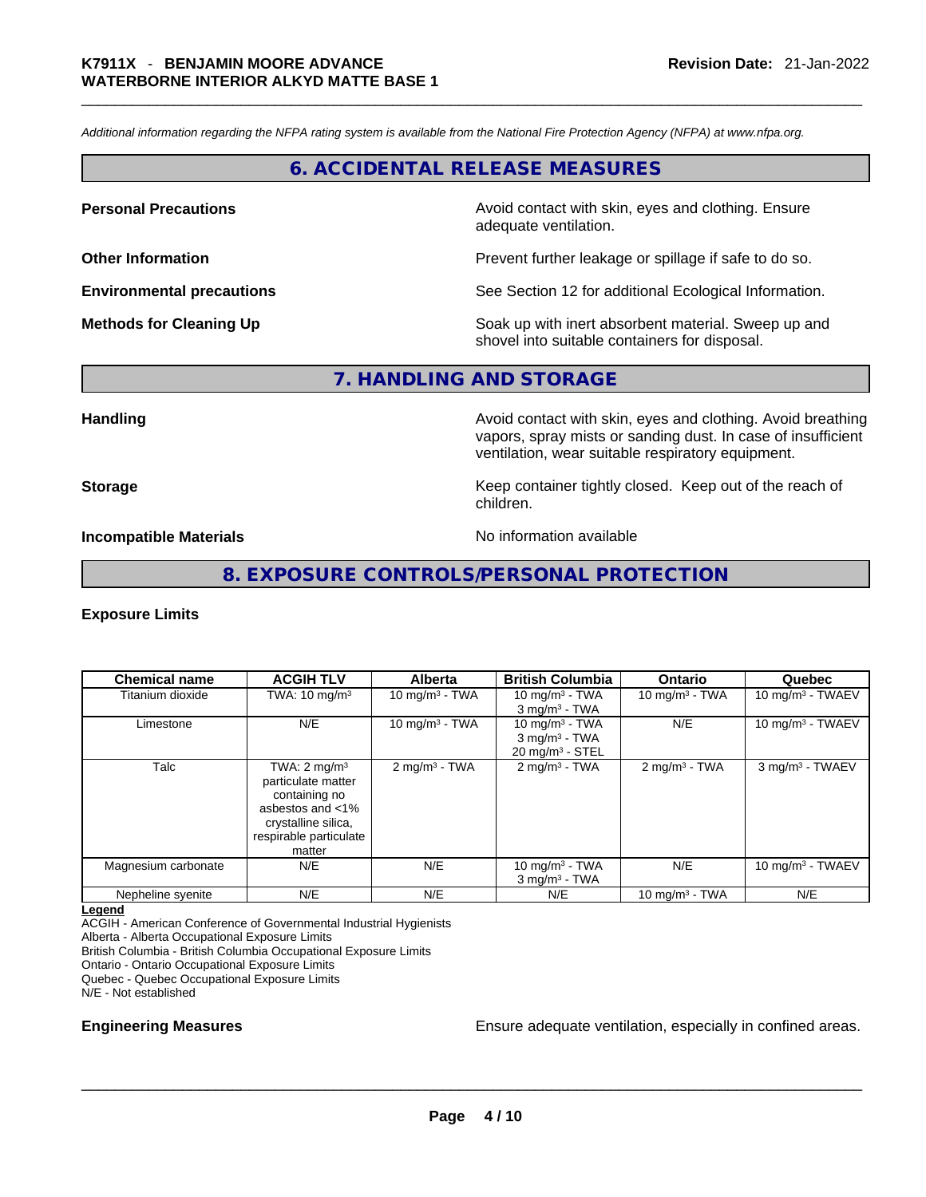*Additional information regarding the NFPA rating system is available from the National Fire Protection Agency (NFPA) at www.nfpa.org.*

## 6. ACCIDENTAL RELEASE MEASURES

**Personal Precautions** — Avoid contact with skin, eyes and clothing. Ensure adequate ventilation.

**Other Information** — Prevent further leakage or spillage if safe to do so.

**Environmental precautions** — See Section 12 for additional Ecological Information.

**Methods for Cleaning Up** — Soak up with inert absorbent material. Sweep up and shovel into suitable containers for disposal.

## 7. HANDLING AND STORAGE

**Handling** — Avoid contact with skin, eyes and clothing. Avoid breathing vapors, spray mists or sanding dust. In case of insufficient ventilation, wear suitable respiratory equipment.

**Storage** — Keep container tightly closed. Keep out of the reach of children.

**Incompatible Materials** — No information available

## 8. EXPOSURE CONTROLS/PERSONAL PROTECTION

### Exposure Limits

| Chemical name | ACGIH TLV | Alberta | British Columbia | Ontario | Quebec |
|---|---|---|---|---|---|
| Titanium dioxide | TWA: 10 mg/m³ | 10 mg/m³ - TWA | 10 mg/m³ - TWA<br>3 mg/m³ - TWA | 10 mg/m³ - TWA | 10 mg/m³ - TWAEV |
| Limestone | N/E | 10 mg/m³ - TWA | 10 mg/m³ - TWA<br>3 mg/m³ - TWA<br>20 mg/m³ - STEL | N/E | 10 mg/m³ - TWAEV |
| Talc | TWA: 2 mg/m³ particulate matter containing no asbestos and <1% crystalline silica, respirable particulate matter | 2 mg/m³ - TWA | 2 mg/m³ - TWA | 2 mg/m³ - TWA | 3 mg/m³ - TWAEV |
| Magnesium carbonate | N/E | N/E | 10 mg/m³ - TWA<br>3 mg/m³ - TWA | N/E | 10 mg/m³ - TWAEV |
| Nepheline syenite | N/E | N/E | N/E | 10 mg/m³ - TWA | N/E |

**Legend**
ACGIH - American Conference of Governmental Industrial Hygienists
Alberta - Alberta Occupational Exposure Limits
British Columbia - British Columbia Occupational Exposure Limits
Ontario - Ontario Occupational Exposure Limits
Quebec - Quebec Occupational Exposure Limits
N/E - Not established

**Engineering Measures** — Ensure adequate ventilation, especially in confined areas.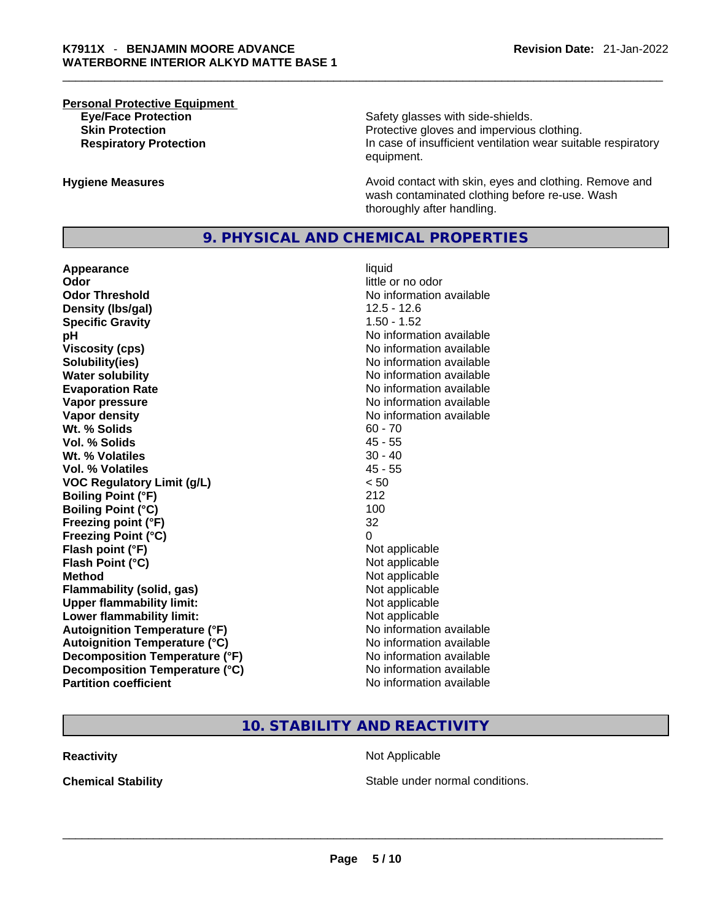**Personal Protective Equipment**

| | |
|---|---|
| **Eye/Face Protection** | Safety glasses with side-shields. |
| **Skin Protection** | Protective gloves and impervious clothing. |
| **Respiratory Protection** | In case of insufficient ventilation wear suitable respiratory equipment. |

**Hygiene Measures** Avoid contact with skin, eyes and clothing. Remove and wash contaminated clothing before re-use. Wash thoroughly after handling.

## 9. PHYSICAL AND CHEMICAL PROPERTIES

| | |
|---|---|
| **Appearance** | liquid |
| **Odor** | little or no odor |
| **Odor Threshold** | No information available |
| **Density (lbs/gal)** | 12.5 - 12.6 |
| **Specific Gravity** | 1.50 - 1.52 |
| **pH** | No information available |
| **Viscosity (cps)** | No information available |
| **Solubility(ies)** | No information available |
| **Water solubility** | No information available |
| **Evaporation Rate** | No information available |
| **Vapor pressure** | No information available |
| **Vapor density** | No information available |
| **Wt. % Solids** | 60 - 70 |
| **Vol. % Solids** | 45 - 55 |
| **Wt. % Volatiles** | 30 - 40 |
| **Vol. % Volatiles** | 45 - 55 |
| **VOC Regulatory Limit (g/L)** | < 50 |
| **Boiling Point (°F)** | 212 |
| **Boiling Point (°C)** | 100 |
| **Freezing point (°F)** | 32 |
| **Freezing Point (°C)** | 0 |
| **Flash point (°F)** | Not applicable |
| **Flash Point (°C)** | Not applicable |
| **Method** | Not applicable |
| **Flammability (solid, gas)** | Not applicable |
| **Upper flammability limit:** | Not applicable |
| **Lower flammability limit:** | Not applicable |
| **Autoignition Temperature (°F)** | No information available |
| **Autoignition Temperature (°C)** | No information available |
| **Decomposition Temperature (°F)** | No information available |
| **Decomposition Temperature (°C)** | No information available |
| **Partition coefficient** | No information available |

## 10. STABILITY AND REACTIVITY

| | |
|---|---|
| **Reactivity** | Not Applicable |
| **Chemical Stability** | Stable under normal conditions. |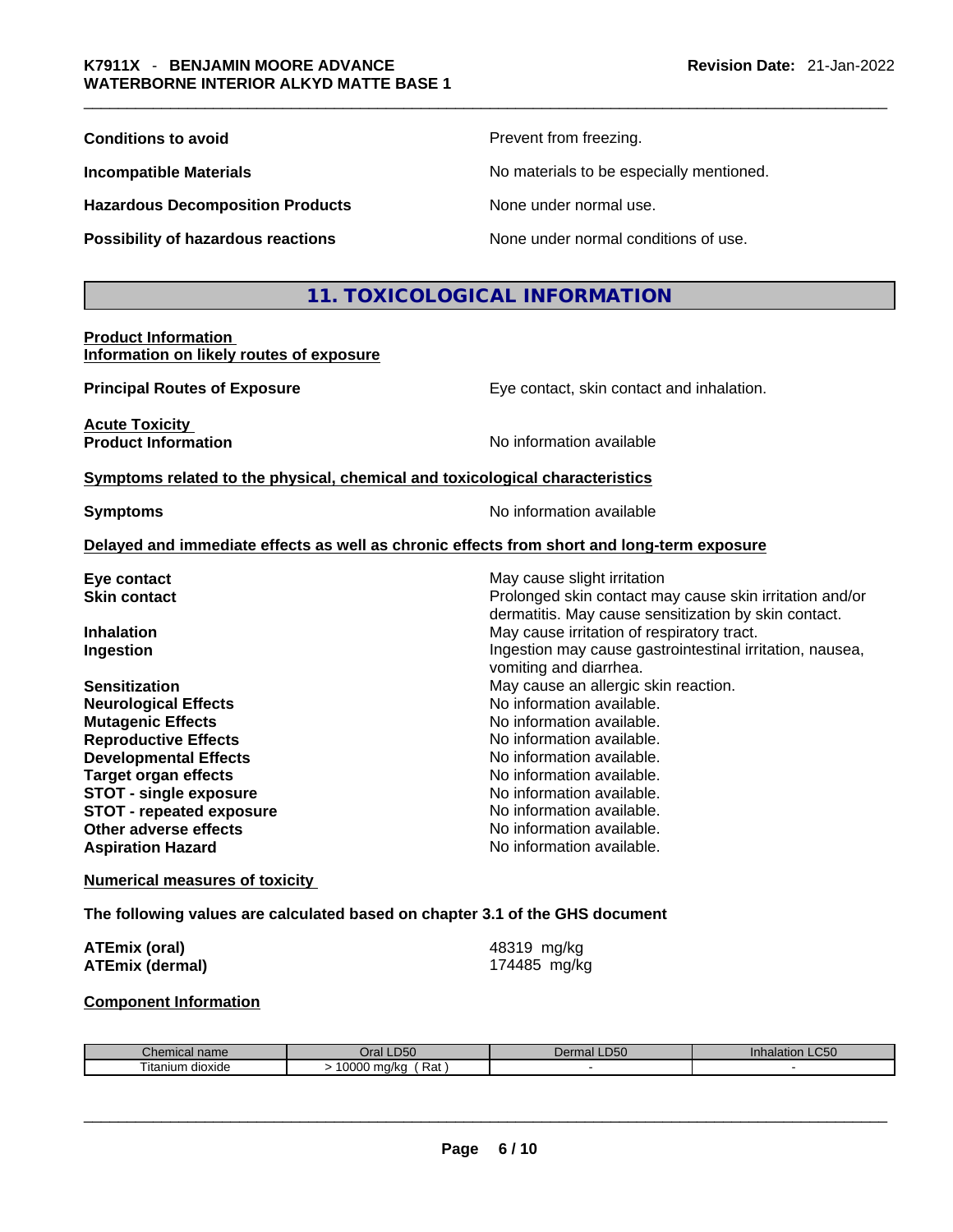**Conditions to avoid** Prevent from freezing.

**Incompatible Materials** No materials to be especially mentioned.

**Hazardous Decomposition Products** None under normal use.

**Possibility of hazardous reactions** None under normal conditions of use.

## 11. TOXICOLOGICAL INFORMATION

**Product Information**
**Information on likely routes of exposure**

**Principal Routes of Exposure** Eye contact, skin contact and inhalation.

**Acute Toxicity**
**Product Information** No information available

**Symptoms related to the physical, chemical and toxicological characteristics**

**Symptoms** No information available

**Delayed and immediate effects as well as chronic effects from short and long-term exposure**

**Eye contact** May cause slight irritation
**Skin contact** Prolonged skin contact may cause skin irritation and/or dermatitis. May cause sensitization by skin contact.
**Inhalation** May cause irritation of respiratory tract.
**Ingestion** Ingestion may cause gastrointestinal irritation, nausea, vomiting and diarrhea.
**Sensitization** May cause an allergic skin reaction.
**Neurological Effects** No information available.
**Mutagenic Effects** No information available.
**Reproductive Effects** No information available.
**Developmental Effects** No information available.
**Target organ effects** No information available.
**STOT - single exposure** No information available.
**STOT - repeated exposure** No information available.
**Other adverse effects** No information available.
**Aspiration Hazard** No information available.

**Numerical measures of toxicity**

**The following values are calculated based on chapter 3.1 of the GHS document**

**ATEmix (oral)** 48319 mg/kg
**ATEmix (dermal)** 174485 mg/kg

**Component Information**

| Chemical name | Oral LD50 | Dermal LD50 | Inhalation LC50 |
|---|---|---|---|
| Titanium dioxide | > 10000 mg/kg ( Rat ) | - | - |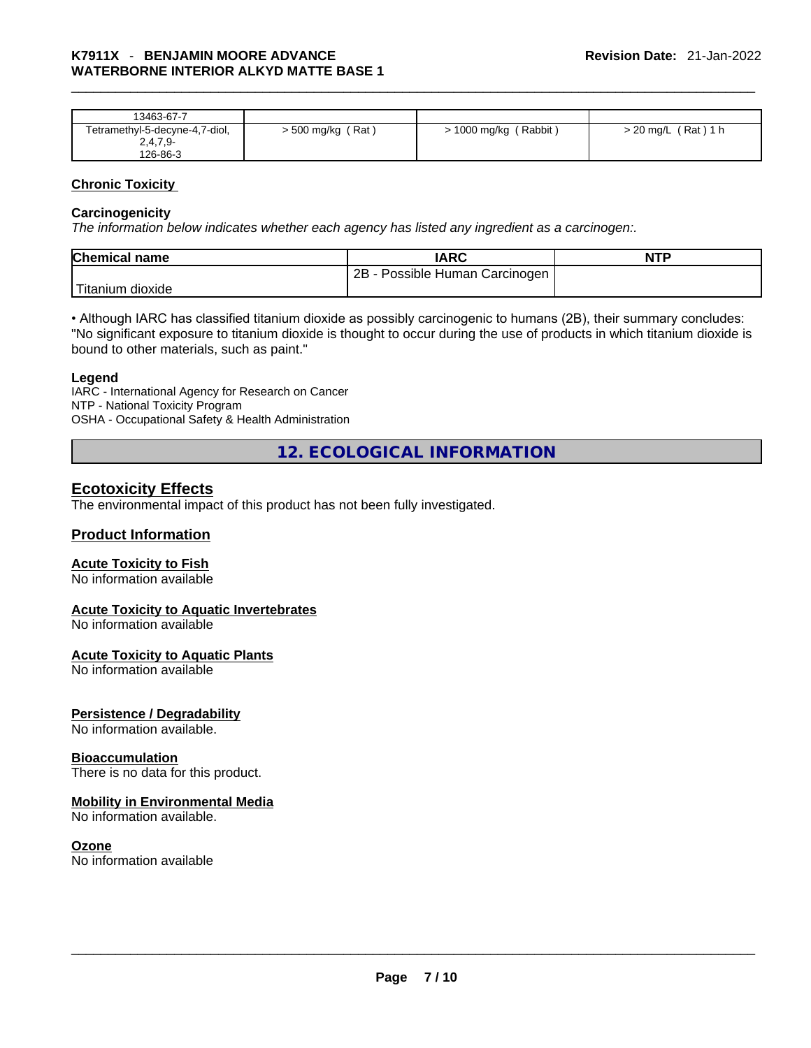| 13463-67-7 | | | |
|---|---|---|---|
| Tetramethyl-5-decyne-4,7-diol, 2,4,7,9- 126-86-3 | > 500 mg/kg ( Rat ) | > 1000 mg/kg ( Rabbit ) | > 20 mg/L ( Rat ) 1 h |

**Chronic Toxicity**

**Carcinogenicity**

*The information below indicates whether each agency has listed any ingredient as a carcinogen:.*

| Chemical name | IARC | NTP |
|---|---|---|
| Titanium dioxide | 2B - Possible Human Carcinogen | |

• Although IARC has classified titanium dioxide as possibly carcinogenic to humans (2B), their summary concludes: "No significant exposure to titanium dioxide is thought to occur during the use of products in which titanium dioxide is bound to other materials, such as paint."

**Legend**

IARC - International Agency for Research on Cancer
NTP - National Toxicity Program
OSHA - Occupational Safety & Health Administration

## 12. ECOLOGICAL INFORMATION

### Ecotoxicity Effects

The environmental impact of this product has not been fully investigated.

### Product Information

**Acute Toxicity to Fish**

No information available

**Acute Toxicity to Aquatic Invertebrates**

No information available

**Acute Toxicity to Aquatic Plants**

No information available

**Persistence / Degradability**

No information available.

**Bioaccumulation**

There is no data for this product.

**Mobility in Environmental Media**

No information available.

**Ozone**

No information available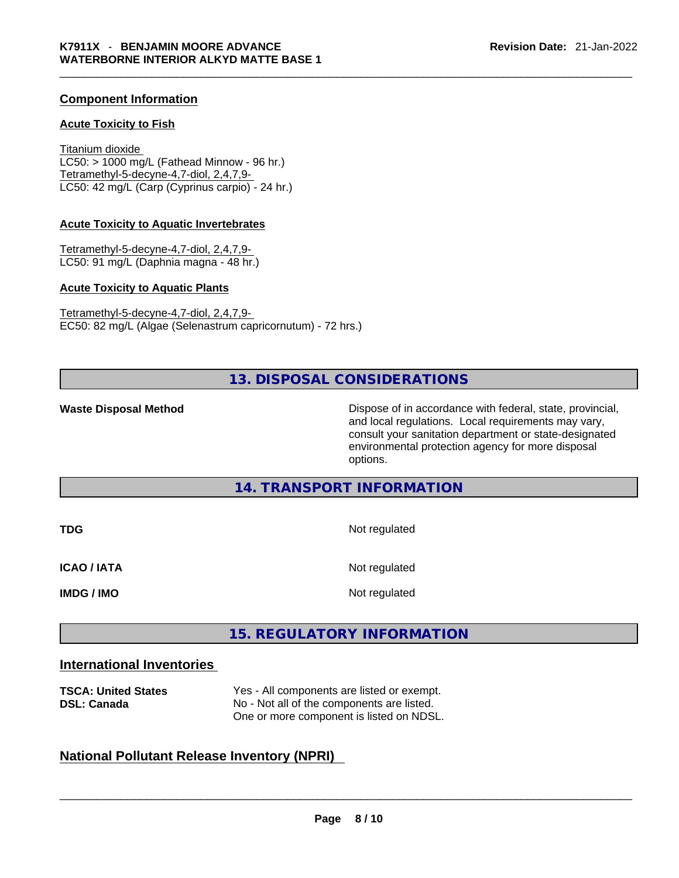### Component Information

#### Acute Toxicity to Fish

Titanium dioxide
LC50: > 1000 mg/L (Fathead Minnow - 96 hr.)
Tetramethyl-5-decyne-4,7-diol, 2,4,7,9-
LC50: 42 mg/L (Carp (Cyprinus carpio) - 24 hr.)

#### Acute Toxicity to Aquatic Invertebrates

Tetramethyl-5-decyne-4,7-diol, 2,4,7,9-
LC50: 91 mg/L (Daphnia magna - 48 hr.)

#### Acute Toxicity to Aquatic Plants

Tetramethyl-5-decyne-4,7-diol, 2,4,7,9-
EC50: 82 mg/L (Algae (Selenastrum capricornutum) - 72 hrs.)

## 13. DISPOSAL CONSIDERATIONS

**Waste Disposal Method** — Dispose of in accordance with federal, state, provincial, and local regulations. Local requirements may vary, consult your sanitation department or state-designated environmental protection agency for more disposal options.

## 14. TRANSPORT INFORMATION

| | |
|---|---|
| **TDG** | Not regulated |
| **ICAO / IATA** | Not regulated |
| **IMDG / IMO** | Not regulated |

## 15. REGULATORY INFORMATION

### International Inventories

| | |
|---|---|
| **TSCA: United States** | Yes - All components are listed or exempt. |
| **DSL: Canada** | No - Not all of the components are listed. One or more component is listed on NDSL. |

### National Pollutant Release Inventory (NPRI)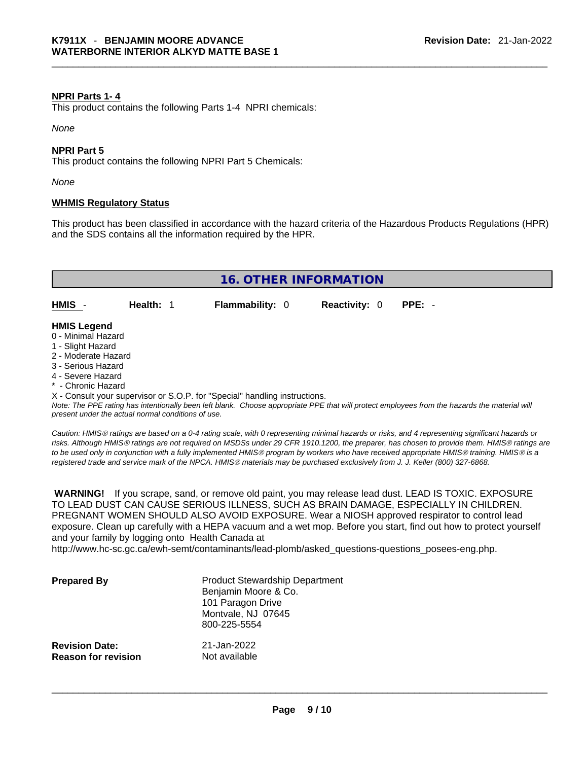**NPRI Parts 1- 4**

This product contains the following Parts 1-4 NPRI chemicals:

*None*

**NPRI Part 5**

This product contains the following NPRI Part 5 Chemicals:

*None*

**WHMIS Regulatory Status**

This product has been classified in accordance with the hazard criteria of the Hazardous Products Regulations (HPR) and the SDS contains all the information required by the HPR.

## 16. OTHER INFORMATION

| HMIS - | Health: 1 | Flammability: 0 | Reactivity: 0 | PPE: - |
|---|---|---|---|---|

**HMIS Legend**

0 - Minimal Hazard
1 - Slight Hazard
2 - Moderate Hazard
3 - Serious Hazard
4 - Severe Hazard
* - Chronic Hazard
X - Consult your supervisor or S.O.P. for "Special" handling instructions.

*Note: The PPE rating has intentionally been left blank. Choose appropriate PPE that will protect employees from the hazards the material will present under the actual normal conditions of use.*

*Caution: HMIS® ratings are based on a 0-4 rating scale, with 0 representing minimal hazards or risks, and 4 representing significant hazards or risks. Although HMIS® ratings are not required on MSDSs under 29 CFR 1910.1200, the preparer, has chosen to provide them. HMIS® ratings are to be used only in conjunction with a fully implemented HMIS® program by workers who have received appropriate HMIS® training. HMIS® is a registered trade and service mark of the NPCA. HMIS® materials may be purchased exclusively from J. J. Keller (800) 327-6868.*

**WARNING!** If you scrape, sand, or remove old paint, you may release lead dust. LEAD IS TOXIC. EXPOSURE TO LEAD DUST CAN CAUSE SERIOUS ILLNESS, SUCH AS BRAIN DAMAGE, ESPECIALLY IN CHILDREN. PREGNANT WOMEN SHOULD ALSO AVOID EXPOSURE. Wear a NIOSH approved respirator to control lead exposure. Clean up carefully with a HEPA vacuum and a wet mop. Before you start, find out how to protect yourself and your family by logging onto Health Canada at http://www.hc-sc.gc.ca/ewh-semt/contaminants/lead-plomb/asked_questions-questions_posees-eng.php.

**Prepared By**
Product Stewardship Department
Benjamin Moore & Co.
101 Paragon Drive
Montvale, NJ 07645
800-225-5554

**Revision Date:** 21-Jan-2022
**Reason for revision** Not available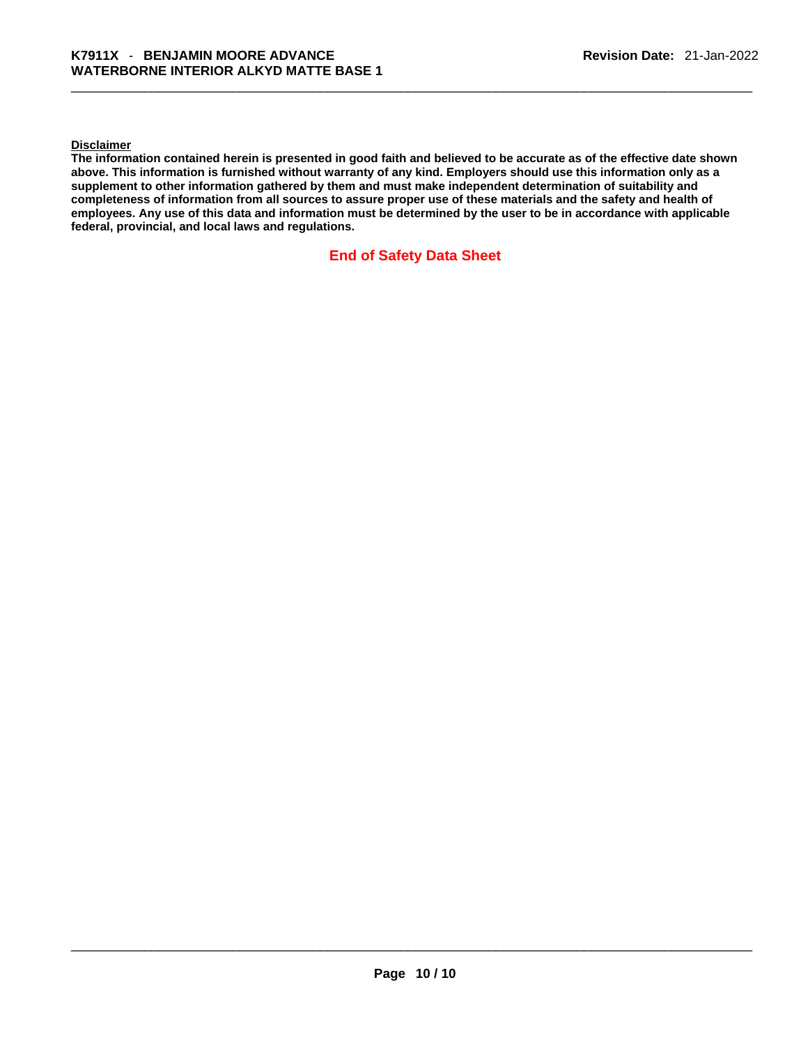**Disclaimer**

**The information contained herein is presented in good faith and believed to be accurate as of the effective date shown above. This information is furnished without warranty of any kind. Employers should use this information only as a supplement to other information gathered by them and must make independent determination of suitability and completeness of information from all sources to assure proper use of these materials and the safety and health of employees. Any use of this data and information must be determined by the user to be in accordance with applicable federal, provincial, and local laws and regulations.**

**End of Safety Data Sheet**